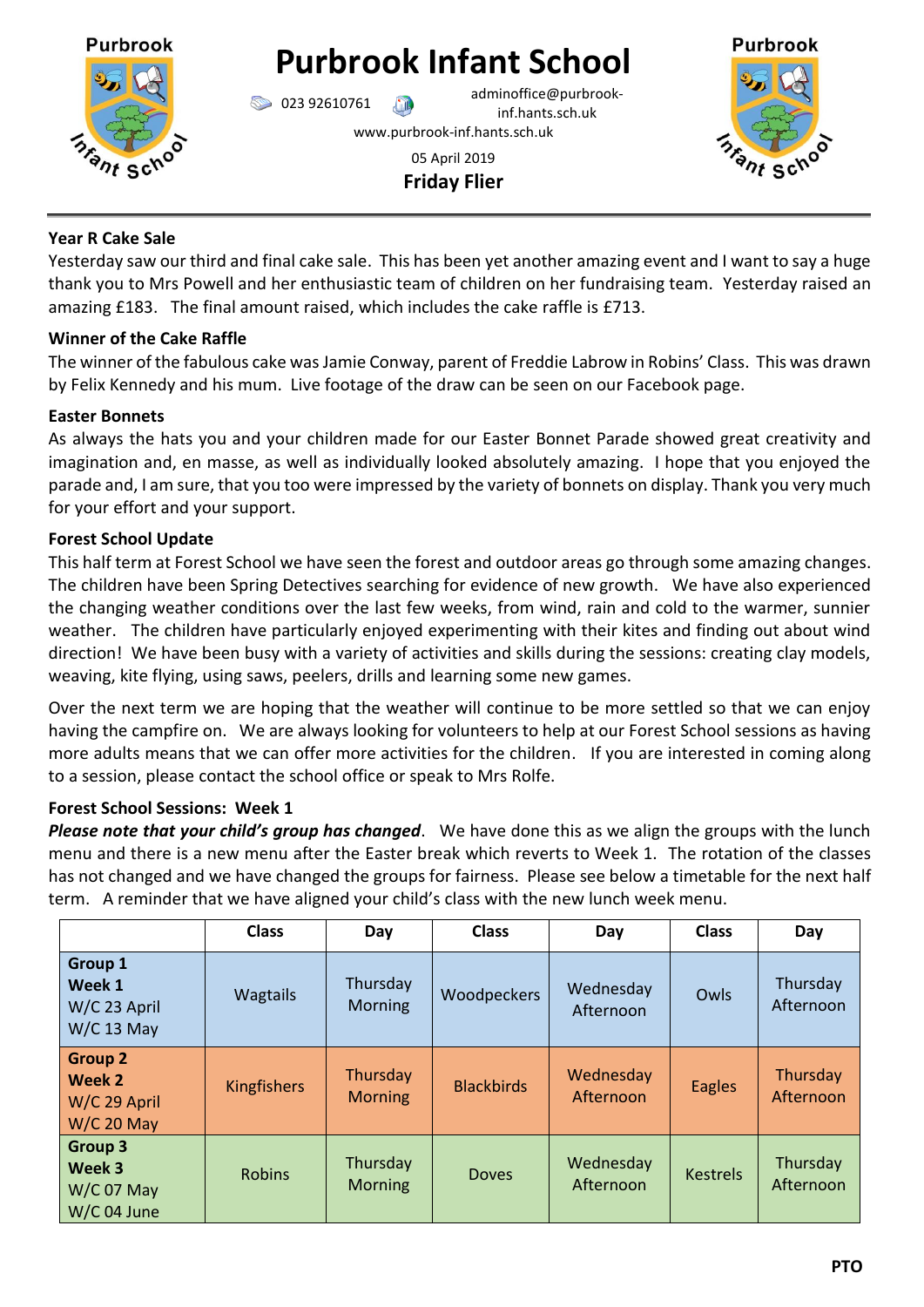# Purbrook Infant School

023 92610761 adminoffice@purbrook-inf.hants.sch.uk

www.purbrook-inf.hants.sch.uk

05 April 2019

**Friday Flier**

---

### Year R Cake Sale

Yesterday saw our third and final cake sale. This has been yet another amazing event and I want to say a huge thank you to Mrs Powell and her enthusiastic team of children on her fundraising team. Yesterday raised an amazing £183. The final amount raised, which includes the cake raffle is £713.

### Winner of the Cake Raffle

The winner of the fabulous cake was Jamie Conway, parent of Freddie Labrow in Robins' Class. This was drawn by Felix Kennedy and his mum. Live footage of the draw can be seen on our Facebook page.

### Easter Bonnets

As always the hats you and your children made for our Easter Bonnet Parade showed great creativity and imagination and, en masse, as well as individually looked absolutely amazing. I hope that you enjoyed the parade and, I am sure, that you too were impressed by the variety of bonnets on display. Thank you very much for your effort and your support.

### Forest School Update

This half term at Forest School we have seen the forest and outdoor areas go through some amazing changes. The children have been Spring Detectives searching for evidence of new growth. We have also experienced the changing weather conditions over the last few weeks, from wind, rain and cold to the warmer, sunnier weather. The children have particularly enjoyed experimenting with their kites and finding out about wind direction! We have been busy with a variety of activities and skills during the sessions: creating clay models, weaving, kite flying, using saws, peelers, drills and learning some new games.

Over the next term we are hoping that the weather will continue to be more settled so that we can enjoy having the campfire on. We are always looking for volunteers to help at our Forest School sessions as having more adults means that we can offer more activities for the children. If you are interested in coming along to a session, please contact the school office or speak to Mrs Rolfe.

### Forest School Sessions: Week 1

***Please note that your child's group has changed***. We have done this as we align the groups with the lunch menu and there is a new menu after the Easter break which reverts to Week 1. The rotation of the classes has not changed and we have changed the groups for fairness. Please see below a timetable for the next half term. A reminder that we have aligned your child's class with the new lunch week menu.

| | Class | Day | Class | Day | Class | Day |
|---|---|---|---|---|---|---|
| **Group 1 Week 1** W/C 23 April W/C 13 May | Wagtails | Thursday Morning | Woodpeckers | Wednesday Afternoon | Owls | Thursday Afternoon |
| **Group 2 Week 2** W/C 29 April W/C 20 May | Kingfishers | Thursday Morning | Blackbirds | Wednesday Afternoon | Eagles | Thursday Afternoon |
| **Group 3 Week 3** W/C 07 May W/C 04 June | Robins | Thursday Morning | Doves | Wednesday Afternoon | Kestrels | Thursday Afternoon |

**PTO**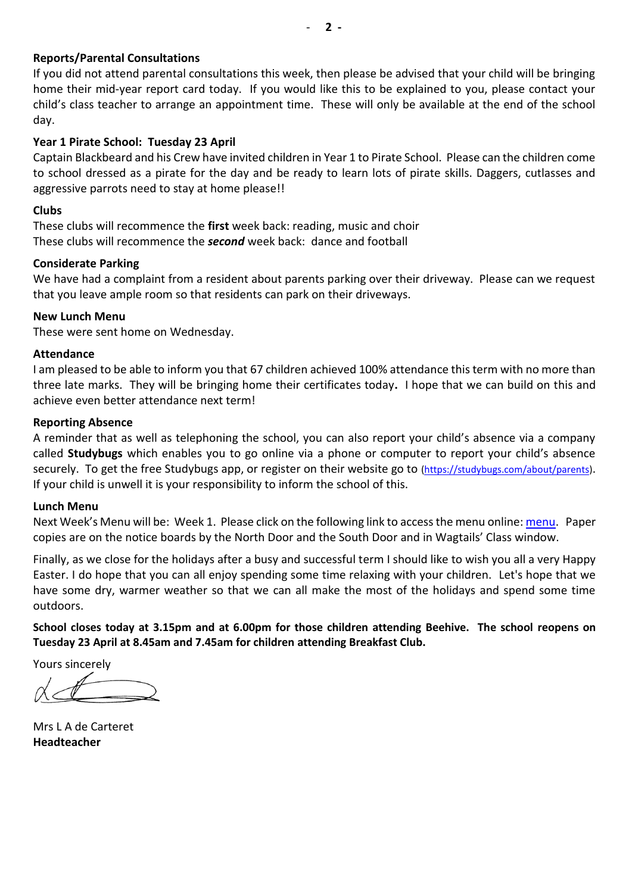**Reports/Parental Consultations**

If you did not attend parental consultations this week, then please be advised that your child will be bringing home their mid-year report card today. If you would like this to be explained to you, please contact your child's class teacher to arrange an appointment time. These will only be available at the end of the school day.

**Year 1 Pirate School: Tuesday 23 April**

Captain Blackbeard and his Crew have invited children in Year 1 to Pirate School. Please can the children come to school dressed as a pirate for the day and be ready to learn lots of pirate skills. Daggers, cutlasses and aggressive parrots need to stay at home please!!

**Clubs**

These clubs will recommence the **first** week back: reading, music and choir
These clubs will recommence the ***second*** week back: dance and football

**Considerate Parking**

We have had a complaint from a resident about parents parking over their driveway. Please can we request that you leave ample room so that residents can park on their driveways.

**New Lunch Menu**

These were sent home on Wednesday.

**Attendance**

I am pleased to be able to inform you that 67 children achieved 100% attendance this term with no more than three late marks. They will be bringing home their certificates today**.** I hope that we can build on this and achieve even better attendance next term!

**Reporting Absence**

A reminder that as well as telephoning the school, you can also report your child's absence via a company called **Studybugs** which enables you to go online via a phone or computer to report your child's absence securely. To get the free Studybugs app, or register on their website go to (https://studybugs.com/about/parents). If your child is unwell it is your responsibility to inform the school of this.

**Lunch Menu**

Next Week's Menu will be: Week 1. Please click on the following link to access the menu online: menu. Paper copies are on the notice boards by the North Door and the South Door and in Wagtails' Class window.

Finally, as we close for the holidays after a busy and successful term I should like to wish you all a very Happy Easter. I do hope that you can all enjoy spending some time relaxing with your children. Let's hope that we have some dry, warmer weather so that we can all make the most of the holidays and spend some time outdoors.

**School closes today at 3.15pm and at 6.00pm for those children attending Beehive. The school reopens on Tuesday 23 April at 8.45am and 7.45am for children attending Breakfast Club.**

Yours sincerely

Mrs L A de Carteret
**Headteacher**